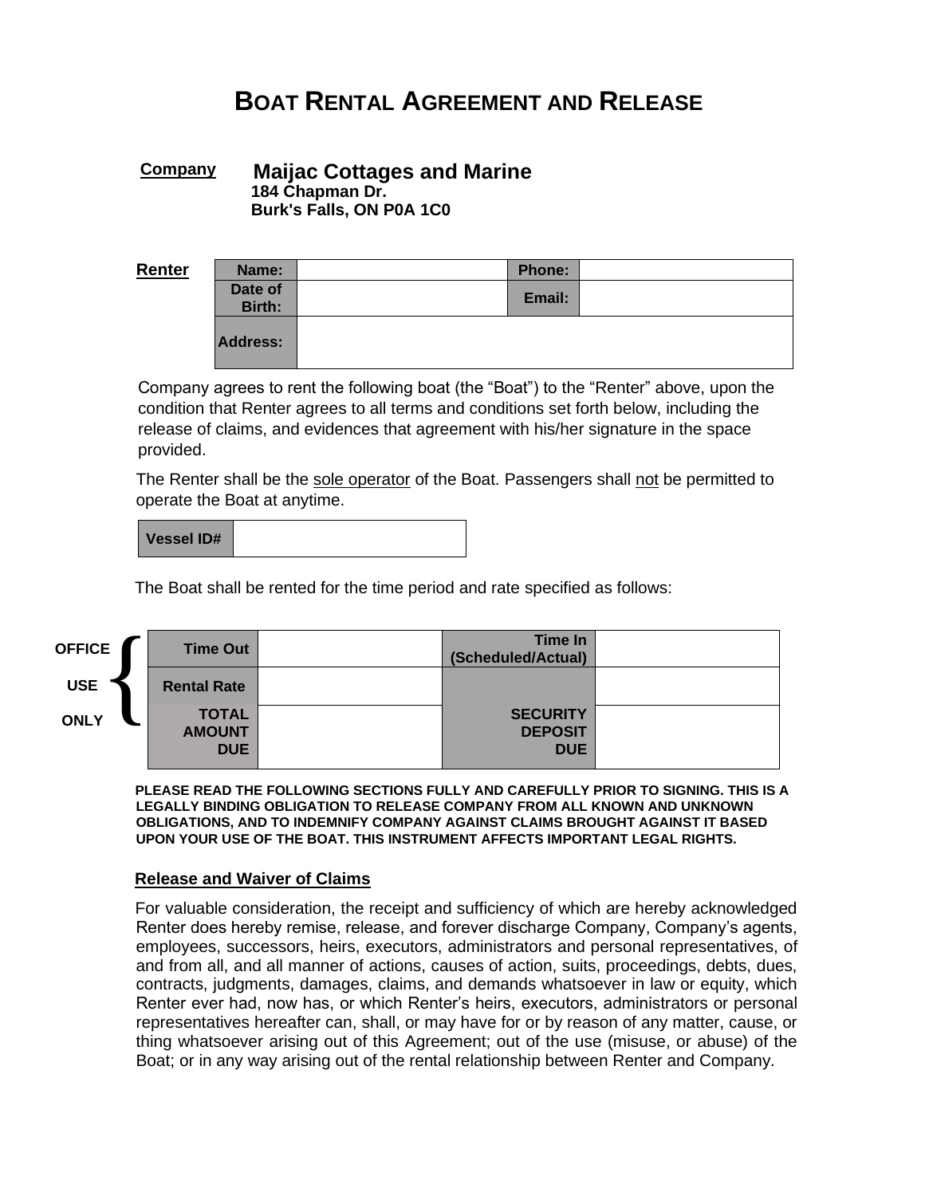# BOAT RENTAL AGREEMENT AND RELEASE

**Company** **Maijac Cottages and Marine**
**184 Chapman Dr.**
**Burk's Falls, ON P0A 1C0**

**Renter**

| Name: | | Phone: | |
|---|---|---|---|
| Date of Birth: | | Email: | |
| Address: | | | |

Company agrees to rent the following boat (the "Boat") to the "Renter" above, upon the condition that Renter agrees to all terms and conditions set forth below, including the release of claims, and evidences that agreement with his/her signature in the space provided.

The Renter shall be the sole operator of the Boat. Passengers shall not be permitted to operate the Boat at anytime.

| Vessel ID# | |
|---|---|

The Boat shall be rented for the time period and rate specified as follows:

OFFICE USE ONLY

| Time Out | | Time In (Scheduled/Actual) | |
|---|---|---|---|
| Rental Rate | | | |
| TOTAL AMOUNT DUE | | SECURITY DEPOSIT DUE | |

**PLEASE READ THE FOLLOWING SECTIONS FULLY AND CAREFULLY PRIOR TO SIGNING. THIS IS A LEGALLY BINDING OBLIGATION TO RELEASE COMPANY FROM ALL KNOWN AND UNKNOWN OBLIGATIONS, AND TO INDEMNIFY COMPANY AGAINST CLAIMS BROUGHT AGAINST IT BASED UPON YOUR USE OF THE BOAT. THIS INSTRUMENT AFFECTS IMPORTANT LEGAL RIGHTS.**

## Release and Waiver of Claims

For valuable consideration, the receipt and sufficiency of which are hereby acknowledged Renter does hereby remise, release, and forever discharge Company, Company's agents, employees, successors, heirs, executors, administrators and personal representatives, of and from all, and all manner of actions, causes of action, suits, proceedings, debts, dues, contracts, judgments, damages, claims, and demands whatsoever in law or equity, which Renter ever had, now has, or which Renter's heirs, executors, administrators or personal representatives hereafter can, shall, or may have for or by reason of any matter, cause, or thing whatsoever arising out of this Agreement; out of the use (misuse, or abuse) of the Boat; or in any way arising out of the rental relationship between Renter and Company.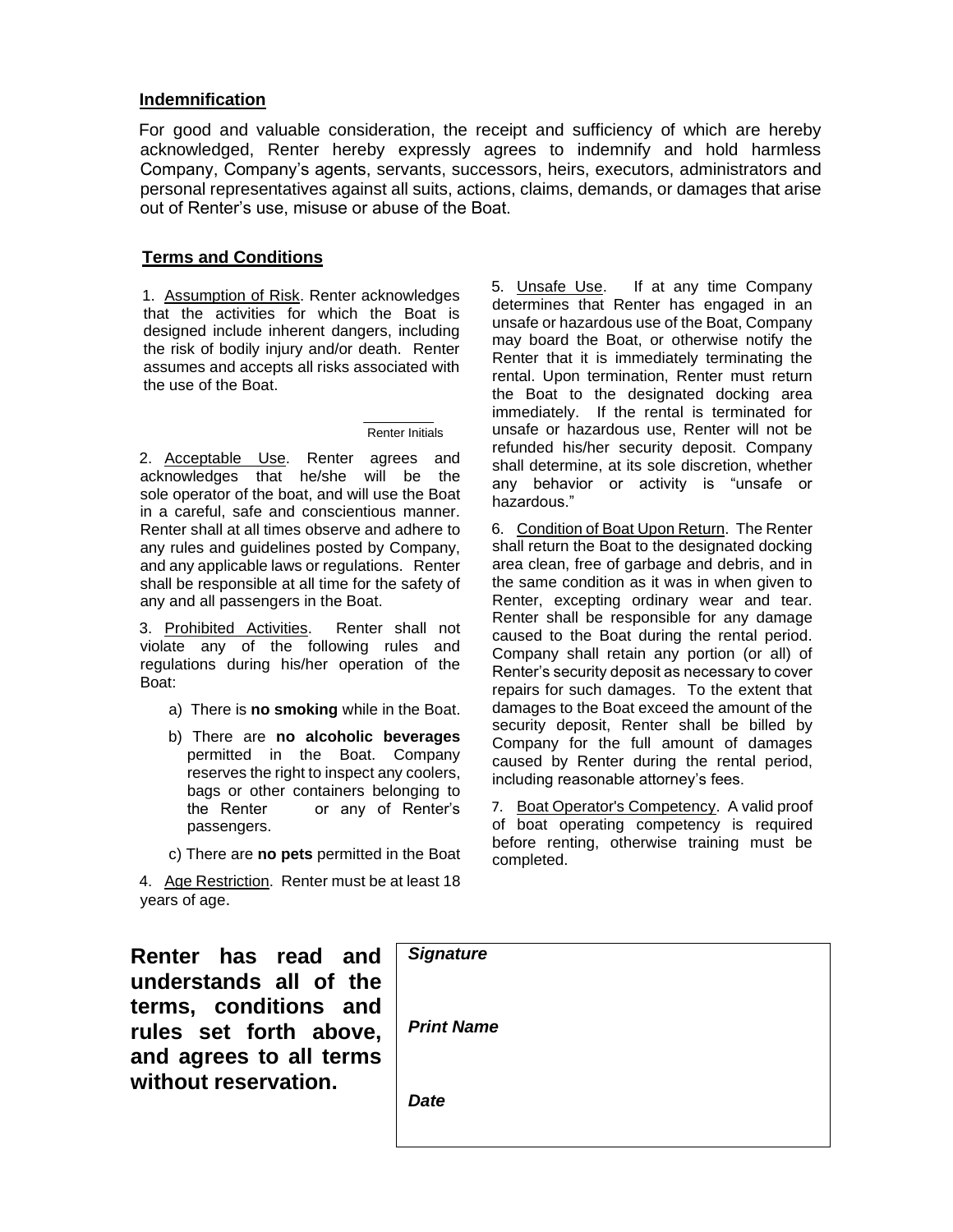**Indemnification**

For good and valuable consideration, the receipt and sufficiency of which are hereby acknowledged, Renter hereby expressly agrees to indemnify and hold harmless Company, Company's agents, servants, successors, heirs, executors, administrators and personal representatives against all suits, actions, claims, demands, or damages that arise out of Renter's use, misuse or abuse of the Boat.

**Terms and Conditions**

1. Assumption of Risk. Renter acknowledges that the activities for which the Boat is designed include inherent dangers, including the risk of bodily injury and/or death. Renter assumes and accepts all risks associated with the use of the Boat.

_________
Renter Initials

2. Acceptable Use. Renter agrees and acknowledges that he/she will be the sole operator of the boat, and will use the Boat in a careful, safe and conscientious manner. Renter shall at all times observe and adhere to any rules and guidelines posted by Company, and any applicable laws or regulations. Renter shall be responsible at all time for the safety of any and all passengers in the Boat.

3. Prohibited Activities. Renter shall not violate any of the following rules and regulations during his/her operation of the Boat:

   a) There is **no smoking** while in the Boat.

   b) There are **no alcoholic beverages** permitted in the Boat. Company reserves the right to inspect any coolers, bags or other containers belonging to the Renter or any of Renter's passengers.

   c) There are **no pets** permitted in the Boat

4. Age Restriction. Renter must be at least 18 years of age.

5. Unsafe Use. If at any time Company determines that Renter has engaged in an unsafe or hazardous use of the Boat, Company may board the Boat, or otherwise notify the Renter that it is immediately terminating the rental. Upon termination, Renter must return the Boat to the designated docking area immediately. If the rental is terminated for unsafe or hazardous use, Renter will not be refunded his/her security deposit. Company shall determine, at its sole discretion, whether any behavior or activity is "unsafe or hazardous."

6. Condition of Boat Upon Return. The Renter shall return the Boat to the designated docking area clean, free of garbage and debris, and in the same condition as it was in when given to Renter, excepting ordinary wear and tear. Renter shall be responsible for any damage caused to the Boat during the rental period. Company shall retain any portion (or all) of Renter's security deposit as necessary to cover repairs for such damages. To the extent that damages to the Boat exceed the amount of the security deposit, Renter shall be billed by Company for the full amount of damages caused by Renter during the rental period, including reasonable attorney's fees.

7. Boat Operator's Competency. A valid proof of boat operating competency is required before renting, otherwise training must be completed.

**Renter has read and understands all of the terms, conditions and rules set forth above, and agrees to all terms without reservation.**

***Signature***

***Print Name***

***Date***